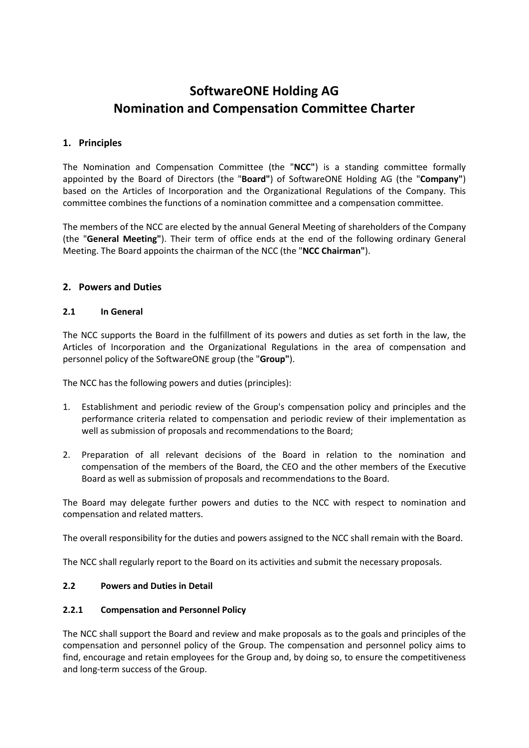# SoftwareONE Holding AG
# Nomination and Compensation Committee Charter

## 1. Principles

The Nomination and Compensation Committee (the "**NCC"**) is a standing committee formally appointed by the Board of Directors (the "**Board"**) of SoftwareONE Holding AG (the "**Company"**) based on the Articles of Incorporation and the Organizational Regulations of the Company. This committee combines the functions of a nomination committee and a compensation committee.

The members of the NCC are elected by the annual General Meeting of shareholders of the Company (the "**General Meeting"**). Their term of office ends at the end of the following ordinary General Meeting. The Board appoints the chairman of the NCC (the "**NCC Chairman"**).

## 2. Powers and Duties

### 2.1 In General

The NCC supports the Board in the fulfillment of its powers and duties as set forth in the law, the Articles of Incorporation and the Organizational Regulations in the area of compensation and personnel policy of the SoftwareONE group (the "**Group"**).

The NCC has the following powers and duties (principles):

1. Establishment and periodic review of the Group's compensation policy and principles and the performance criteria related to compensation and periodic review of their implementation as well as submission of proposals and recommendations to the Board;

2. Preparation of all relevant decisions of the Board in relation to the nomination and compensation of the members of the Board, the CEO and the other members of the Executive Board as well as submission of proposals and recommendations to the Board.

The Board may delegate further powers and duties to the NCC with respect to nomination and compensation and related matters.

The overall responsibility for the duties and powers assigned to the NCC shall remain with the Board.

The NCC shall regularly report to the Board on its activities and submit the necessary proposals.

### 2.2 Powers and Duties in Detail

#### 2.2.1 Compensation and Personnel Policy

The NCC shall support the Board and review and make proposals as to the goals and principles of the compensation and personnel policy of the Group. The compensation and personnel policy aims to find, encourage and retain employees for the Group and, by doing so, to ensure the competitiveness and long-term success of the Group.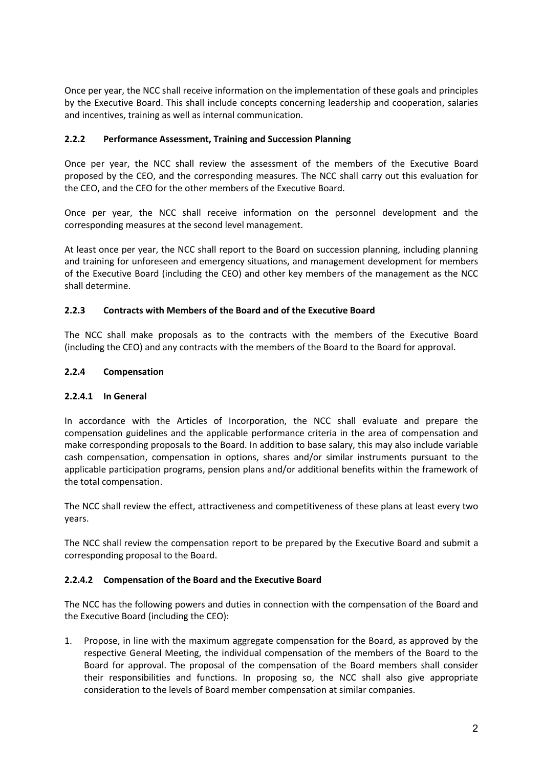Once per year, the NCC shall receive information on the implementation of these goals and principles by the Executive Board. This shall include concepts concerning leadership and cooperation, salaries and incentives, training as well as internal communication.

### 2.2.2 Performance Assessment, Training and Succession Planning

Once per year, the NCC shall review the assessment of the members of the Executive Board proposed by the CEO, and the corresponding measures. The NCC shall carry out this evaluation for the CEO, and the CEO for the other members of the Executive Board.

Once per year, the NCC shall receive information on the personnel development and the corresponding measures at the second level management.

At least once per year, the NCC shall report to the Board on succession planning, including planning and training for unforeseen and emergency situations, and management development for members of the Executive Board (including the CEO) and other key members of the management as the NCC shall determine.

### 2.2.3 Contracts with Members of the Board and of the Executive Board

The NCC shall make proposals as to the contracts with the members of the Executive Board (including the CEO) and any contracts with the members of the Board to the Board for approval.

### 2.2.4 Compensation

#### 2.2.4.1 In General

In accordance with the Articles of Incorporation, the NCC shall evaluate and prepare the compensation guidelines and the applicable performance criteria in the area of compensation and make corresponding proposals to the Board. In addition to base salary, this may also include variable cash compensation, compensation in options, shares and/or similar instruments pursuant to the applicable participation programs, pension plans and/or additional benefits within the framework of the total compensation.

The NCC shall review the effect, attractiveness and competitiveness of these plans at least every two years.

The NCC shall review the compensation report to be prepared by the Executive Board and submit a corresponding proposal to the Board.

#### 2.2.4.2 Compensation of the Board and the Executive Board

The NCC has the following powers and duties in connection with the compensation of the Board and the Executive Board (including the CEO):

1. Propose, in line with the maximum aggregate compensation for the Board, as approved by the respective General Meeting, the individual compensation of the members of the Board to the Board for approval. The proposal of the compensation of the Board members shall consider their responsibilities and functions. In proposing so, the NCC shall also give appropriate consideration to the levels of Board member compensation at similar companies.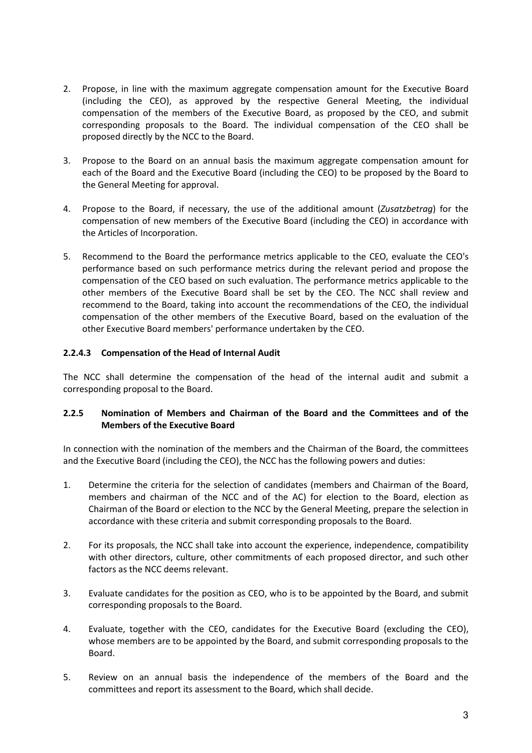2. Propose, in line with the maximum aggregate compensation amount for the Executive Board (including the CEO), as approved by the respective General Meeting, the individual compensation of the members of the Executive Board, as proposed by the CEO, and submit corresponding proposals to the Board. The individual compensation of the CEO shall be proposed directly by the NCC to the Board.

3. Propose to the Board on an annual basis the maximum aggregate compensation amount for each of the Board and the Executive Board (including the CEO) to be proposed by the Board to the General Meeting for approval.

4. Propose to the Board, if necessary, the use of the additional amount (*Zusatzbetrag*) for the compensation of new members of the Executive Board (including the CEO) in accordance with the Articles of Incorporation.

5. Recommend to the Board the performance metrics applicable to the CEO, evaluate the CEO's performance based on such performance metrics during the relevant period and propose the compensation of the CEO based on such evaluation. The performance metrics applicable to the other members of the Executive Board shall be set by the CEO. The NCC shall review and recommend to the Board, taking into account the recommendations of the CEO, the individual compensation of the other members of the Executive Board, based on the evaluation of the other Executive Board members' performance undertaken by the CEO.

#### 2.2.4.3 Compensation of the Head of Internal Audit

The NCC shall determine the compensation of the head of the internal audit and submit a corresponding proposal to the Board.

### 2.2.5 Nomination of Members and Chairman of the Board and the Committees and of the Members of the Executive Board

In connection with the nomination of the members and the Chairman of the Board, the committees and the Executive Board (including the CEO), the NCC has the following powers and duties:

1. Determine the criteria for the selection of candidates (members and Chairman of the Board, members and chairman of the NCC and of the AC) for election to the Board, election as Chairman of the Board or election to the NCC by the General Meeting, prepare the selection in accordance with these criteria and submit corresponding proposals to the Board.

2. For its proposals, the NCC shall take into account the experience, independence, compatibility with other directors, culture, other commitments of each proposed director, and such other factors as the NCC deems relevant.

3. Evaluate candidates for the position as CEO, who is to be appointed by the Board, and submit corresponding proposals to the Board.

4. Evaluate, together with the CEO, candidates for the Executive Board (excluding the CEO), whose members are to be appointed by the Board, and submit corresponding proposals to the Board.

5. Review on an annual basis the independence of the members of the Board and the committees and report its assessment to the Board, which shall decide.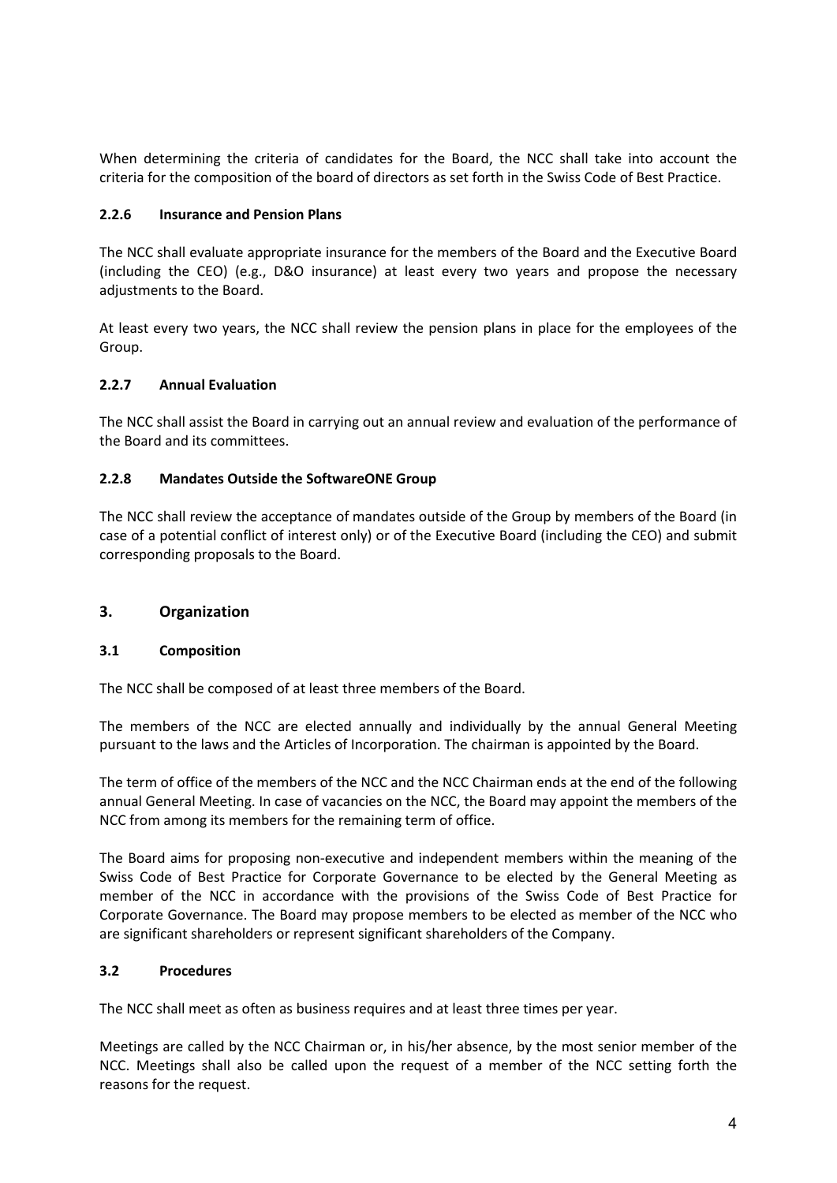When determining the criteria of candidates for the Board, the NCC shall take into account the criteria for the composition of the board of directors as set forth in the Swiss Code of Best Practice.

#### 2.2.6 Insurance and Pension Plans

The NCC shall evaluate appropriate insurance for the members of the Board and the Executive Board (including the CEO) (e.g., D&O insurance) at least every two years and propose the necessary adjustments to the Board.

At least every two years, the NCC shall review the pension plans in place for the employees of the Group.

#### 2.2.7 Annual Evaluation

The NCC shall assist the Board in carrying out an annual review and evaluation of the performance of the Board and its committees.

#### 2.2.8 Mandates Outside the SoftwareONE Group

The NCC shall review the acceptance of mandates outside of the Group by members of the Board (in case of a potential conflict of interest only) or of the Executive Board (including the CEO) and submit corresponding proposals to the Board.

## 3. Organization

### 3.1 Composition

The NCC shall be composed of at least three members of the Board.

The members of the NCC are elected annually and individually by the annual General Meeting pursuant to the laws and the Articles of Incorporation. The chairman is appointed by the Board.

The term of office of the members of the NCC and the NCC Chairman ends at the end of the following annual General Meeting. In case of vacancies on the NCC, the Board may appoint the members of the NCC from among its members for the remaining term of office.

The Board aims for proposing non-executive and independent members within the meaning of the Swiss Code of Best Practice for Corporate Governance to be elected by the General Meeting as member of the NCC in accordance with the provisions of the Swiss Code of Best Practice for Corporate Governance. The Board may propose members to be elected as member of the NCC who are significant shareholders or represent significant shareholders of the Company.

### 3.2 Procedures

The NCC shall meet as often as business requires and at least three times per year.

Meetings are called by the NCC Chairman or, in his/her absence, by the most senior member of the NCC. Meetings shall also be called upon the request of a member of the NCC setting forth the reasons for the request.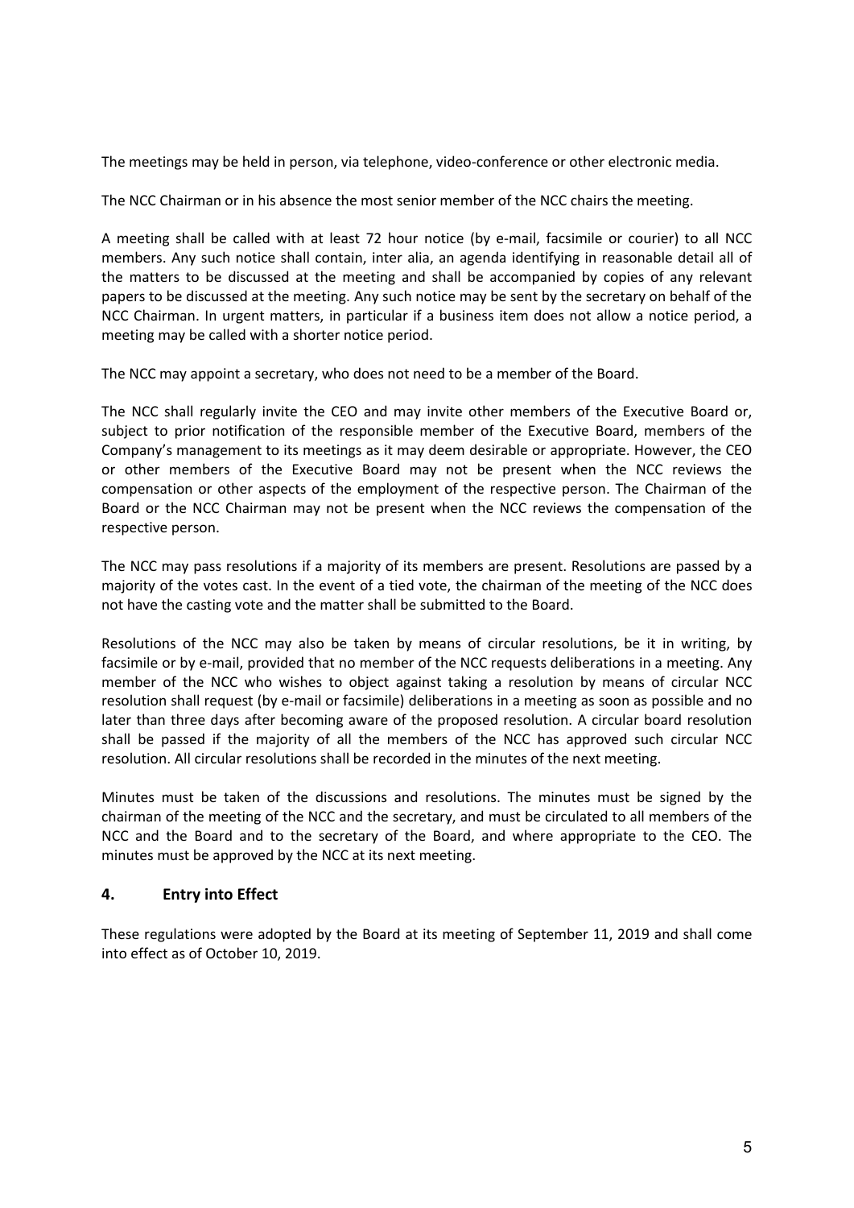The meetings may be held in person, via telephone, video-conference or other electronic media.

The NCC Chairman or in his absence the most senior member of the NCC chairs the meeting.

A meeting shall be called with at least 72 hour notice (by e-mail, facsimile or courier) to all NCC members. Any such notice shall contain, inter alia, an agenda identifying in reasonable detail all of the matters to be discussed at the meeting and shall be accompanied by copies of any relevant papers to be discussed at the meeting. Any such notice may be sent by the secretary on behalf of the NCC Chairman. In urgent matters, in particular if a business item does not allow a notice period, a meeting may be called with a shorter notice period.

The NCC may appoint a secretary, who does not need to be a member of the Board.

The NCC shall regularly invite the CEO and may invite other members of the Executive Board or, subject to prior notification of the responsible member of the Executive Board, members of the Company's management to its meetings as it may deem desirable or appropriate. However, the CEO or other members of the Executive Board may not be present when the NCC reviews the compensation or other aspects of the employment of the respective person. The Chairman of the Board or the NCC Chairman may not be present when the NCC reviews the compensation of the respective person.

The NCC may pass resolutions if a majority of its members are present. Resolutions are passed by a majority of the votes cast. In the event of a tied vote, the chairman of the meeting of the NCC does not have the casting vote and the matter shall be submitted to the Board.

Resolutions of the NCC may also be taken by means of circular resolutions, be it in writing, by facsimile or by e-mail, provided that no member of the NCC requests deliberations in a meeting. Any member of the NCC who wishes to object against taking a resolution by means of circular NCC resolution shall request (by e-mail or facsimile) deliberations in a meeting as soon as possible and no later than three days after becoming aware of the proposed resolution. A circular board resolution shall be passed if the majority of all the members of the NCC has approved such circular NCC resolution. All circular resolutions shall be recorded in the minutes of the next meeting.

Minutes must be taken of the discussions and resolutions. The minutes must be signed by the chairman of the meeting of the NCC and the secretary, and must be circulated to all members of the NCC and the Board and to the secretary of the Board, and where appropriate to the CEO. The minutes must be approved by the NCC at its next meeting.

## 4. Entry into Effect

These regulations were adopted by the Board at its meeting of September 11, 2019 and shall come into effect as of October 10, 2019.